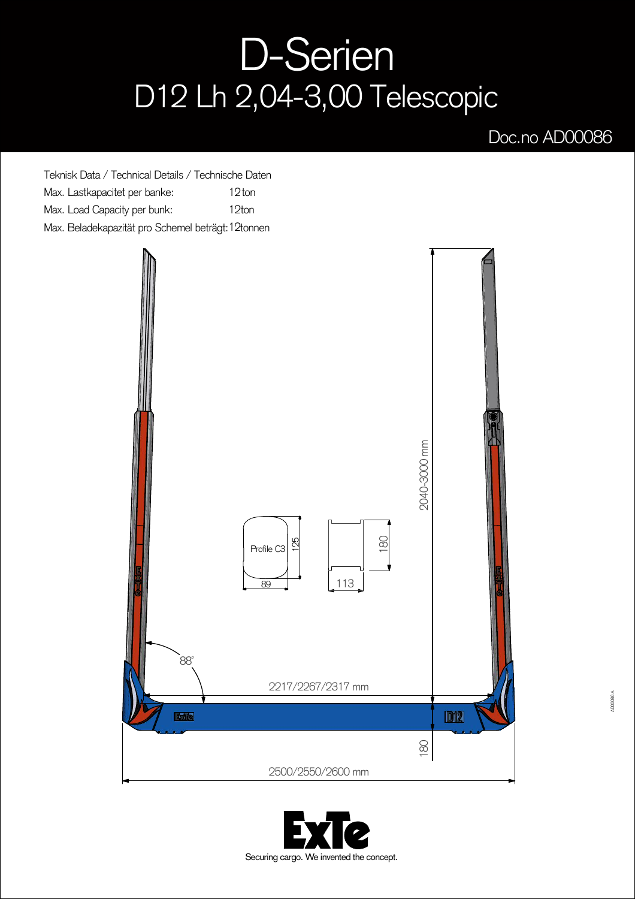# D-Serien

## D12 Lh 2,04-3,00 Telescopic

Doc.no AD00086

Teknisk Data / Technical Details / Technische Daten

| | |
|---|---|
| Max. Lastkapacitet per banke: | 12 ton |
| Max. Load Capacity per bunk: | 12ton |
| Max. Beladekapazität pro Schemel beträgt: | 12tonnen |

2040-3000 mm

Profile C3

125

89

180

113

88°

2217/2267/2317 mm

180

2500/2550/2600 mm

ExTe

Securing cargo. We invented the concept.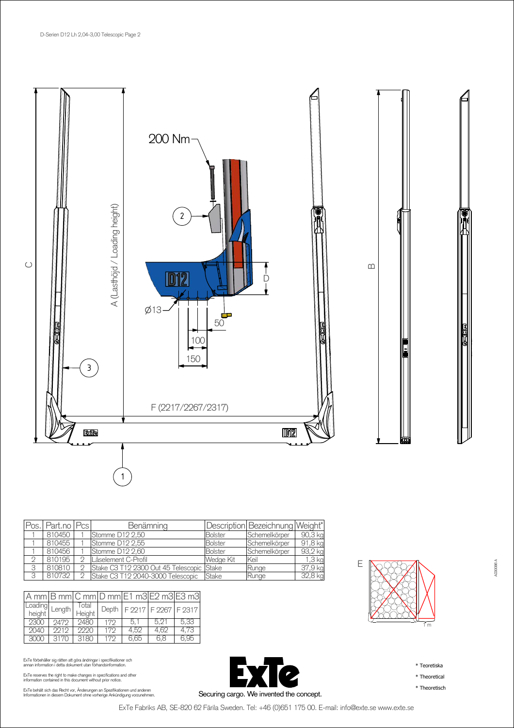D-Serien D12 Lh 2,04-3,00 Telescopic Page 2

200 Nm

2

D

A (Lasthöjd / Loading height)

C

B

Ø13

50

100

150

3

F (2217/2267/2317)

1

| Pos. | Part.no | Pcs | Benämning | Description | Bezeichnung | Weight* |
|---|---|---|---|---|---|---|
| 1 | 810450 | 1 | Stomme D12 2,50 | Bolster | Schemelkörper | 90,3 kg |
| 1 | 810455 | 1 | Stomme D12 2,55 | Bolster | Schemelkörper | 91,8 kg |
| 1 | 810456 | 1 | Stomme D12 2,60 | Bolster | Schemelkörper | 93,2 kg |
| 2 | 810195 | 2 | Låselement C-Profil | Wedge Kit | Keil | 1,3 kg |
| 3 | 810810 | 2 | Stake C3 T12 2300 Out 45 Telescopic | Stake | Runge | 37,9 kg |
| 3 | 810732 | 2 | Stake C3 T12 2040-3000 Telescopic | Stake | Runge | 32,8 kg |

| A mm | B mm | C mm | D mm | E1 m3 | E2 m3 | E3 m3 |
|---|---|---|---|---|---|---|
| Loading height | Length | Total Height | Depth | F 2217 | F 2267 | F 2317 |
| 2300 | 2472 | 2480 | 172 | 5,1 | 5,21 | 5,33 |
| 2040 | 2212 | 2220 | 172 | 4,52 | 4,62 | 4,73 |
| 3000 | 3170 | 3180 | 172 | 6,65 | 6,8 | 6,95 |

E

1 m

AD00086 A

ExTe förbehåller sig rätten att göra ändringar i specifikationer och annan information i detta dokument utan förhandsinformation.

ExTe reserves the right to make changes in specifications and other information contained in this document without prior notice.

ExTe behält sich das Recht vor, Änderungen an Spezifikationen und anderen Informationen in diesem Dokument ohne vorherige Ankündigung vorzunehmen.

Securing cargo. We invented the concept.

\* Teoretiska

\* Theoretical

\* Theoretisch

ExTe Fabriks AB, SE-820 62 Färila Sweden. Tel: +46 (0)651 175 00. E-mail: info@exte.se www.exte.se